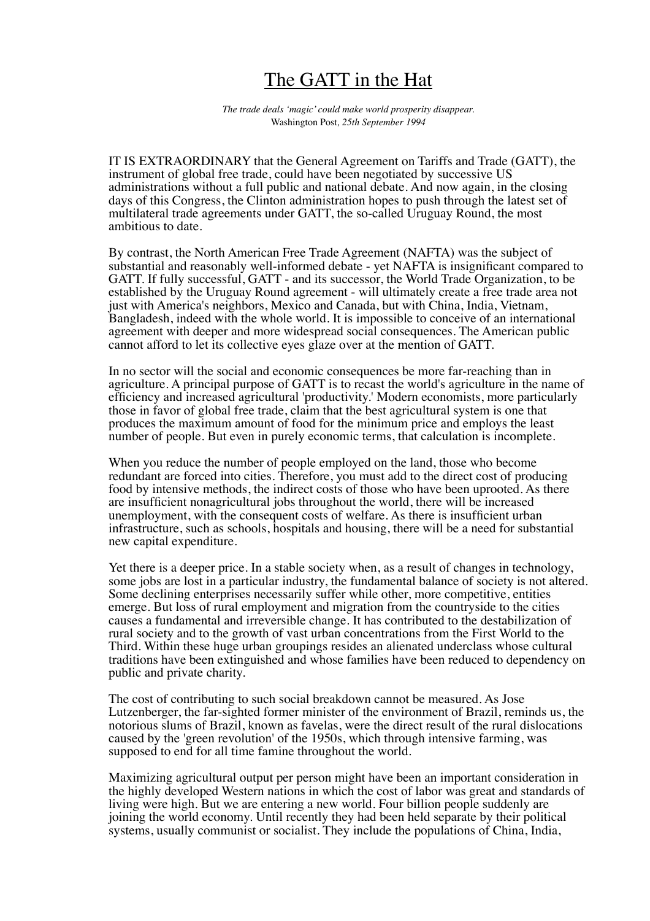# The GATT in the Hat

*The trade deals 'magic' could make world prosperity disappear.*
Washington Post*, 25th September 1994*

IT IS EXTRAORDINARY that the General Agreement on Tariffs and Trade (GATT), the instrument of global free trade, could have been negotiated by successive US administrations without a full public and national debate. And now again, in the closing days of this Congress, the Clinton administration hopes to push through the latest set of multilateral trade agreements under GATT, the so-called Uruguay Round, the most ambitious to date.

By contrast, the North American Free Trade Agreement (NAFTA) was the subject of substantial and reasonably well-informed debate - yet NAFTA is insignificant compared to GATT. If fully successful, GATT - and its successor, the World Trade Organization, to be established by the Uruguay Round agreement - will ultimately create a free trade area not just with America's neighbors, Mexico and Canada, but with China, India, Vietnam, Bangladesh, indeed with the whole world. It is impossible to conceive of an international agreement with deeper and more widespread social consequences. The American public cannot afford to let its collective eyes glaze over at the mention of GATT.

In no sector will the social and economic consequences be more far-reaching than in agriculture. A principal purpose of GATT is to recast the world's agriculture in the name of efficiency and increased agricultural 'productivity.' Modern economists, more particularly those in favor of global free trade, claim that the best agricultural system is one that produces the maximum amount of food for the minimum price and employs the least number of people. But even in purely economic terms, that calculation is incomplete.

When you reduce the number of people employed on the land, those who become redundant are forced into cities. Therefore, you must add to the direct cost of producing food by intensive methods, the indirect costs of those who have been uprooted. As there are insufficient nonagricultural jobs throughout the world, there will be increased unemployment, with the consequent costs of welfare. As there is insufficient urban infrastructure, such as schools, hospitals and housing, there will be a need for substantial new capital expenditure.

Yet there is a deeper price. In a stable society when, as a result of changes in technology, some jobs are lost in a particular industry, the fundamental balance of society is not altered. Some declining enterprises necessarily suffer while other, more competitive, entities emerge. But loss of rural employment and migration from the countryside to the cities causes a fundamental and irreversible change. It has contributed to the destabilization of rural society and to the growth of vast urban concentrations from the First World to the Third. Within these huge urban groupings resides an alienated underclass whose cultural traditions have been extinguished and whose families have been reduced to dependency on public and private charity.

The cost of contributing to such social breakdown cannot be measured. As Jose Lutzenberger, the far-sighted former minister of the environment of Brazil, reminds us, the notorious slums of Brazil, known as favelas, were the direct result of the rural dislocations caused by the 'green revolution' of the 1950s, which through intensive farming, was supposed to end for all time famine throughout the world.

Maximizing agricultural output per person might have been an important consideration in the highly developed Western nations in which the cost of labor was great and standards of living were high. But we are entering a new world. Four billion people suddenly are joining the world economy. Until recently they had been held separate by their political systems, usually communist or socialist. They include the populations of China, India,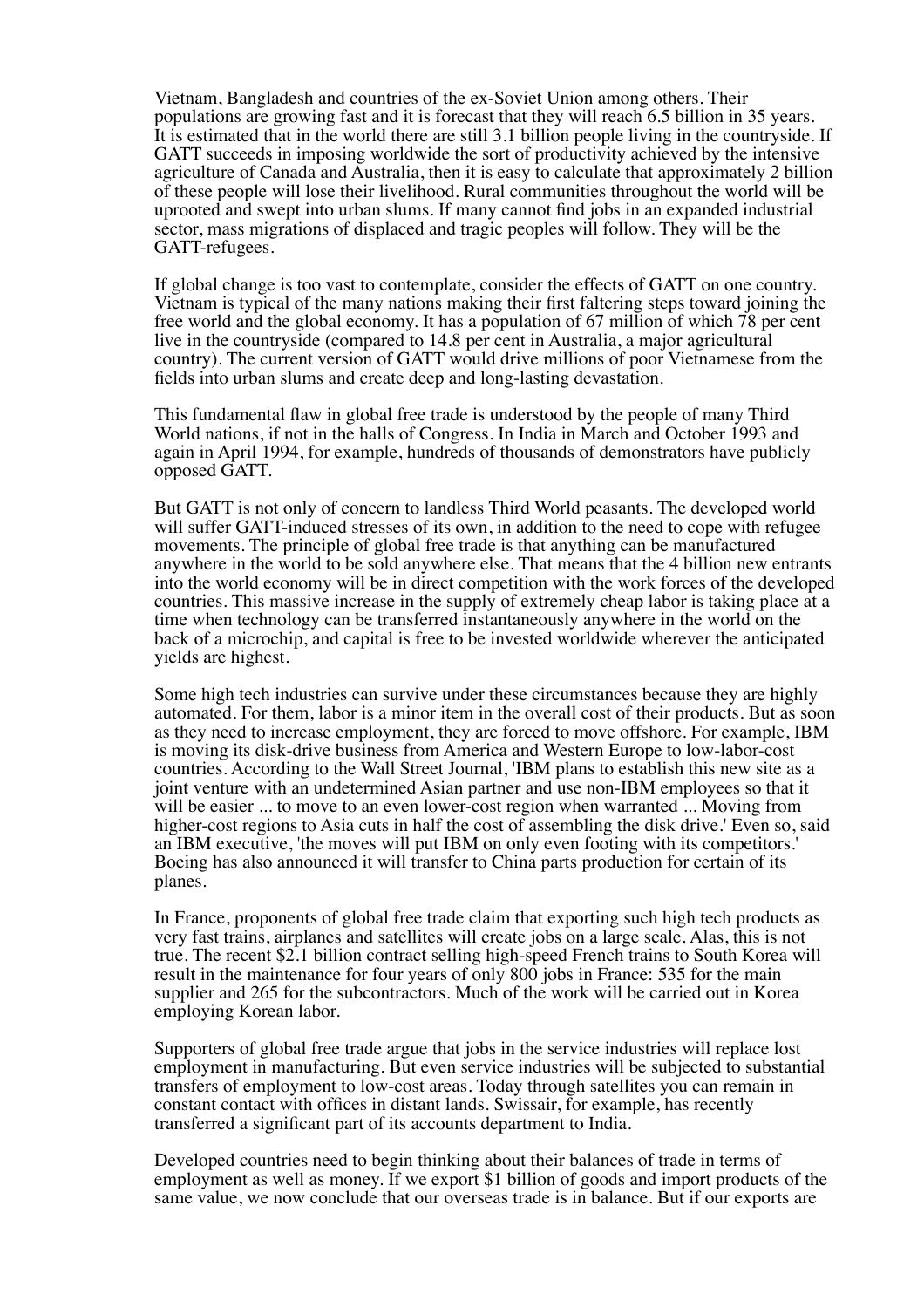Vietnam, Bangladesh and countries of the ex-Soviet Union among others. Their populations are growing fast and it is forecast that they will reach 6.5 billion in 35 years. It is estimated that in the world there are still 3.1 billion people living in the countryside. If GATT succeeds in imposing worldwide the sort of productivity achieved by the intensive agriculture of Canada and Australia, then it is easy to calculate that approximately 2 billion of these people will lose their livelihood. Rural communities throughout the world will be uprooted and swept into urban slums. If many cannot find jobs in an expanded industrial sector, mass migrations of displaced and tragic peoples will follow. They will be the GATT-refugees.

If global change is too vast to contemplate, consider the effects of GATT on one country. Vietnam is typical of the many nations making their first faltering steps toward joining the free world and the global economy. It has a population of 67 million of which 78 per cent live in the countryside (compared to 14.8 per cent in Australia, a major agricultural country). The current version of GATT would drive millions of poor Vietnamese from the fields into urban slums and create deep and long-lasting devastation.

This fundamental flaw in global free trade is understood by the people of many Third World nations, if not in the halls of Congress. In India in March and October 1993 and again in April 1994, for example, hundreds of thousands of demonstrators have publicly opposed GATT.

But GATT is not only of concern to landless Third World peasants. The developed world will suffer GATT-induced stresses of its own, in addition to the need to cope with refugee movements. The principle of global free trade is that anything can be manufactured anywhere in the world to be sold anywhere else. That means that the 4 billion new entrants into the world economy will be in direct competition with the work forces of the developed countries. This massive increase in the supply of extremely cheap labor is taking place at a time when technology can be transferred instantaneously anywhere in the world on the back of a microchip, and capital is free to be invested worldwide wherever the anticipated yields are highest.

Some high tech industries can survive under these circumstances because they are highly automated. For them, labor is a minor item in the overall cost of their products. But as soon as they need to increase employment, they are forced to move offshore. For example, IBM is moving its disk-drive business from America and Western Europe to low-labor-cost countries. According to the Wall Street Journal, 'IBM plans to establish this new site as a joint venture with an undetermined Asian partner and use non-IBM employees so that it will be easier ... to move to an even lower-cost region when warranted ... Moving from higher-cost regions to Asia cuts in half the cost of assembling the disk drive.' Even so, said an IBM executive, 'the moves will put IBM on only even footing with its competitors.' Boeing has also announced it will transfer to China parts production for certain of its planes.

In France, proponents of global free trade claim that exporting such high tech products as very fast trains, airplanes and satellites will create jobs on a large scale. Alas, this is not true. The recent $2.1 billion contract selling high-speed French trains to South Korea will result in the maintenance for four years of only 800 jobs in France: 535 for the main supplier and 265 for the subcontractors. Much of the work will be carried out in Korea employing Korean labor.

Supporters of global free trade argue that jobs in the service industries will replace lost employment in manufacturing. But even service industries will be subjected to substantial transfers of employment to low-cost areas. Today through satellites you can remain in constant contact with offices in distant lands. Swissair, for example, has recently transferred a significant part of its accounts department to India.

Developed countries need to begin thinking about their balances of trade in terms of employment as well as money. If we export $1 billion of goods and import products of the same value, we now conclude that our overseas trade is in balance. But if our exports are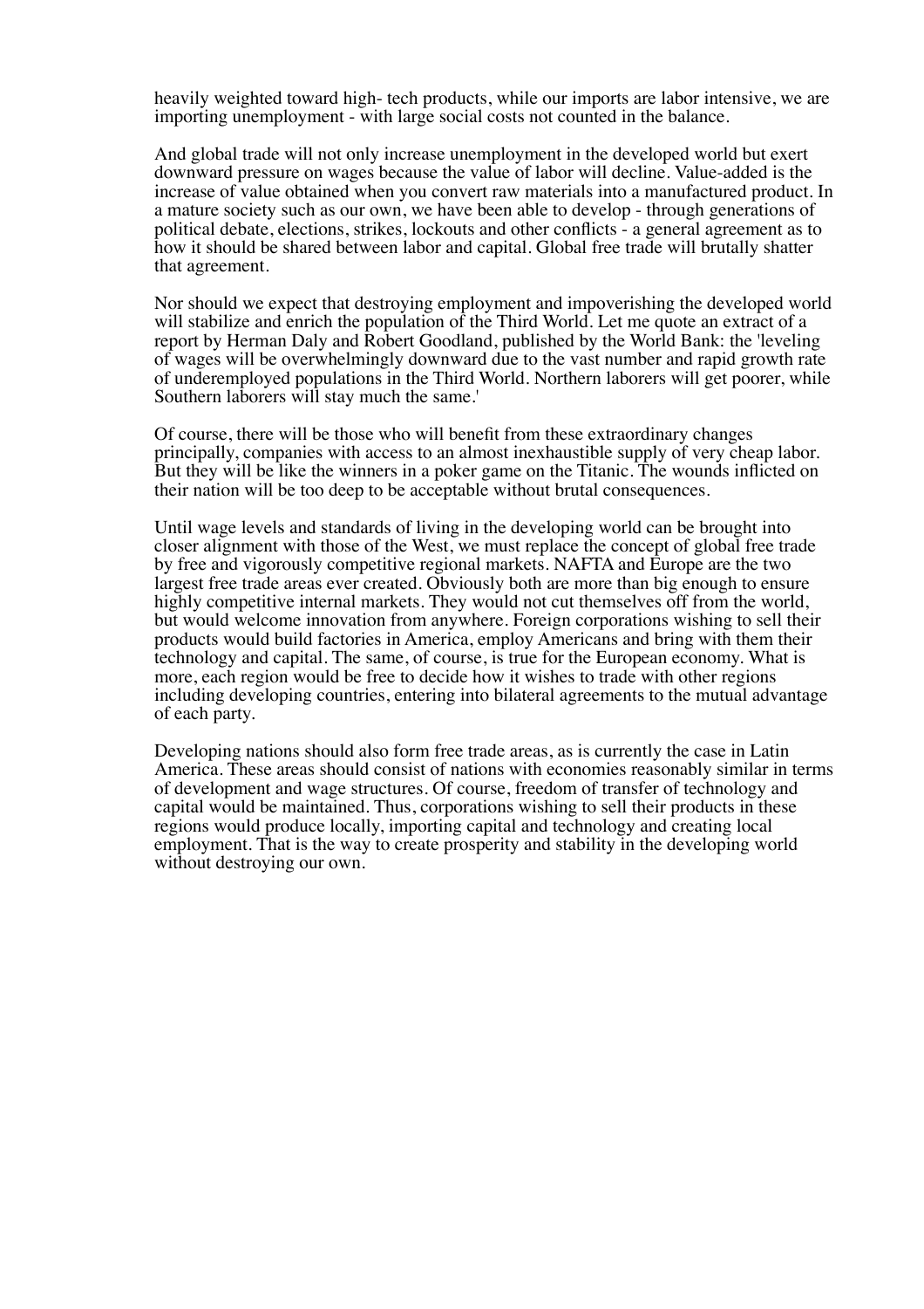heavily weighted toward high- tech products, while our imports are labor intensive, we are importing unemployment - with large social costs not counted in the balance.

And global trade will not only increase unemployment in the developed world but exert downward pressure on wages because the value of labor will decline. Value-added is the increase of value obtained when you convert raw materials into a manufactured product. In a mature society such as our own, we have been able to develop - through generations of political debate, elections, strikes, lockouts and other conflicts - a general agreement as to how it should be shared between labor and capital. Global free trade will brutally shatter that agreement.

Nor should we expect that destroying employment and impoverishing the developed world will stabilize and enrich the population of the Third World. Let me quote an extract of a report by Herman Daly and Robert Goodland, published by the World Bank: the 'leveling of wages will be overwhelmingly downward due to the vast number and rapid growth rate of underemployed populations in the Third World. Northern laborers will get poorer, while Southern laborers will stay much the same.'

Of course, there will be those who will benefit from these extraordinary changes principally, companies with access to an almost inexhaustible supply of very cheap labor. But they will be like the winners in a poker game on the Titanic. The wounds inflicted on their nation will be too deep to be acceptable without brutal consequences.

Until wage levels and standards of living in the developing world can be brought into closer alignment with those of the West, we must replace the concept of global free trade by free and vigorously competitive regional markets. NAFTA and Europe are the two largest free trade areas ever created. Obviously both are more than big enough to ensure highly competitive internal markets. They would not cut themselves off from the world, but would welcome innovation from anywhere. Foreign corporations wishing to sell their products would build factories in America, employ Americans and bring with them their technology and capital. The same, of course, is true for the European economy. What is more, each region would be free to decide how it wishes to trade with other regions including developing countries, entering into bilateral agreements to the mutual advantage of each party.

Developing nations should also form free trade areas, as is currently the case in Latin America. These areas should consist of nations with economies reasonably similar in terms of development and wage structures. Of course, freedom of transfer of technology and capital would be maintained. Thus, corporations wishing to sell their products in these regions would produce locally, importing capital and technology and creating local employment. That is the way to create prosperity and stability in the developing world without destroying our own.